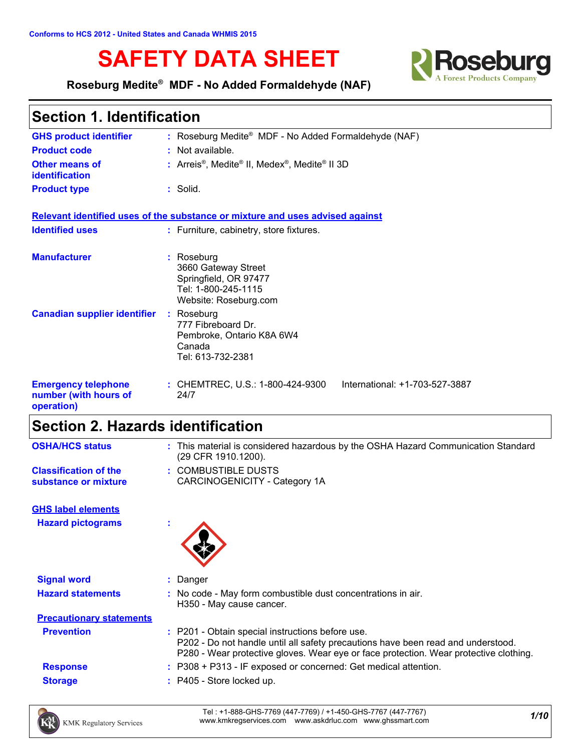Conforms to HCS 2012 - United States and Canada WHMIS 2015

# SAFETY DATA SHEET

**Roseburg Medite® MDF - No Added Formaldehyde (NAF)**

## Section 1. Identification

| | | |
|---|---|---|
| **GHS product identifier** | : | Roseburg Medite® MDF - No Added Formaldehyde (NAF) |
| **Product code** | : | Not available. |
| **Other means of identification** | : | Arreis®, Medite® II, Medex®, Medite® II 3D |
| **Product type** | : | Solid. |

**Relevant identified uses of the substance or mixture and uses advised against**

| | | |
|---|---|---|
| **Identified uses** | : | Furniture, cabinetry, store fixtures. |
| **Manufacturer** | : | Roseburg<br>3660 Gateway Street<br>Springfield, OR 97477<br>Tel: 1-800-245-1115<br>Website: Roseburg.com |
| **Canadian supplier identifier** | : | Roseburg<br>777 Fibreboard Dr.<br>Pembroke, Ontario K8A 6W4<br>Canada<br>Tel: 613-732-2381 |
| **Emergency telephone number (with hours of operation)** | : | CHEMTREC, U.S.: 1-800-424-9300 International: +1-703-527-3887<br>24/7 |

## Section 2. Hazards identification

| | | |
|---|---|---|
| **OSHA/HCS status** | : | This material is considered hazardous by the OSHA Hazard Communication Standard (29 CFR 1910.1200). |
| **Classification of the substance or mixture** | : | COMBUSTIBLE DUSTS<br>CARCINOGENICITY - Category 1A |

**GHS label elements**

| | | |
|---|---|---|
| **Hazard pictograms** | : | |
| **Signal word** | : | Danger |
| **Hazard statements** | : | No code - May form combustible dust concentrations in air.<br>H350 - May cause cancer. |

**Precautionary statements**

| | | |
|---|---|---|
| **Prevention** | : | P201 - Obtain special instructions before use.<br>P202 - Do not handle until all safety precautions have been read and understood.<br>P280 - Wear protective gloves. Wear eye or face protection. Wear protective clothing. |
| **Response** | : | P308 + P313 - IF exposed or concerned: Get medical attention. |
| **Storage** | : | P405 - Store locked up. |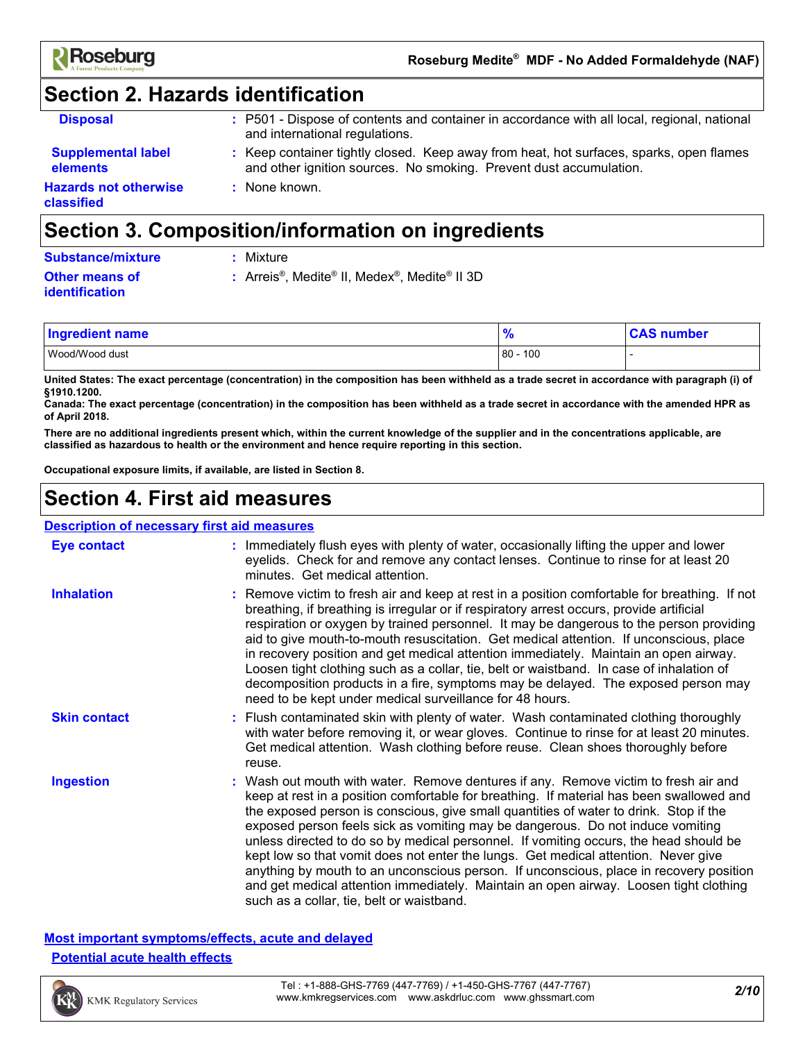## Section 2. Hazards identification

**Disposal** : P501 - Dispose of contents and container in accordance with all local, regional, national and international regulations.

**Supplemental label elements** : Keep container tightly closed. Keep away from heat, hot surfaces, sparks, open flames and other ignition sources. No smoking. Prevent dust accumulation.

**Hazards not otherwise classified** : None known.

## Section 3. Composition/information on ingredients

**Substance/mixture** : Mixture

**Other means of identification** : Arreis®, Medite® II, Medex®, Medite® II 3D

| Ingredient name | % | CAS number |
| --- | --- | --- |
| Wood/Wood dust | 80 - 100 | - |

**United States: The exact percentage (concentration) in the composition has been withheld as a trade secret in accordance with paragraph (i) of §1910.1200.**

**Canada: The exact percentage (concentration) in the composition has been withheld as a trade secret in accordance with the amended HPR as of April 2018.**

**There are no additional ingredients present which, within the current knowledge of the supplier and in the concentrations applicable, are classified as hazardous to health or the environment and hence require reporting in this section.**

**Occupational exposure limits, if available, are listed in Section 8.**

## Section 4. First aid measures

### Description of necessary first aid measures

**Eye contact** : Immediately flush eyes with plenty of water, occasionally lifting the upper and lower eyelids. Check for and remove any contact lenses. Continue to rinse for at least 20 minutes. Get medical attention.

**Inhalation** : Remove victim to fresh air and keep at rest in a position comfortable for breathing. If not breathing, if breathing is irregular or if respiratory arrest occurs, provide artificial respiration or oxygen by trained personnel. It may be dangerous to the person providing aid to give mouth-to-mouth resuscitation. Get medical attention. If unconscious, place in recovery position and get medical attention immediately. Maintain an open airway. Loosen tight clothing such as a collar, tie, belt or waistband. In case of inhalation of decomposition products in a fire, symptoms may be delayed. The exposed person may need to be kept under medical surveillance for 48 hours.

**Skin contact** : Flush contaminated skin with plenty of water. Wash contaminated clothing thoroughly with water before removing it, or wear gloves. Continue to rinse for at least 20 minutes. Get medical attention. Wash clothing before reuse. Clean shoes thoroughly before reuse.

**Ingestion** : Wash out mouth with water. Remove dentures if any. Remove victim to fresh air and keep at rest in a position comfortable for breathing. If material has been swallowed and the exposed person is conscious, give small quantities of water to drink. Stop if the exposed person feels sick as vomiting may be dangerous. Do not induce vomiting unless directed to do so by medical personnel. If vomiting occurs, the head should be kept low so that vomit does not enter the lungs. Get medical attention. Never give anything by mouth to an unconscious person. If unconscious, place in recovery position and get medical attention immediately. Maintain an open airway. Loosen tight clothing such as a collar, tie, belt or waistband.

### Most important symptoms/effects, acute and delayed

#### Potential acute health effects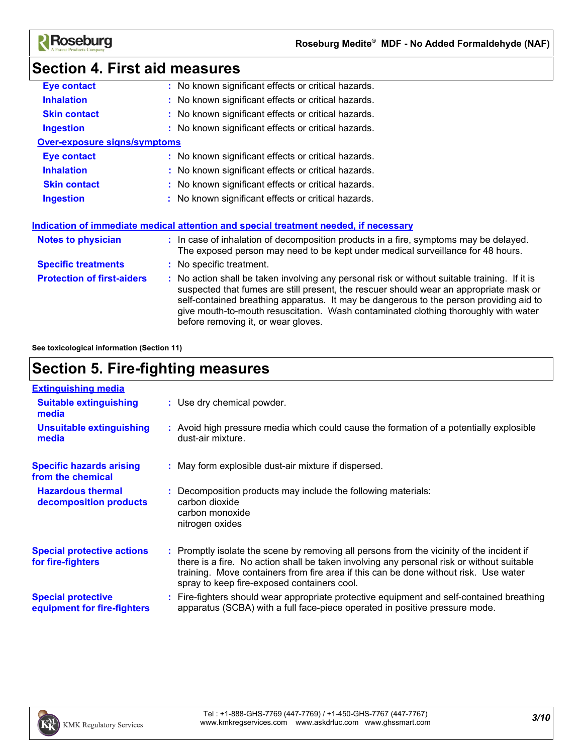# Section 4. First aid measures

**Eye contact** : No known significant effects or critical hazards.

**Inhalation** : No known significant effects or critical hazards.

**Skin contact** : No known significant effects or critical hazards.

**Ingestion** : No known significant effects or critical hazards.

**Over-exposure signs/symptoms**

**Eye contact** : No known significant effects or critical hazards.

**Inhalation** : No known significant effects or critical hazards.

**Skin contact** : No known significant effects or critical hazards.

**Ingestion** : No known significant effects or critical hazards.

**Indication of immediate medical attention and special treatment needed, if necessary**

**Notes to physician** : In case of inhalation of decomposition products in a fire, symptoms may be delayed. The exposed person may need to be kept under medical surveillance for 48 hours.

**Specific treatments** : No specific treatment.

**Protection of first-aiders** : No action shall be taken involving any personal risk or without suitable training. If it is suspected that fumes are still present, the rescuer should wear an appropriate mask or self-contained breathing apparatus. It may be dangerous to the person providing aid to give mouth-to-mouth resuscitation. Wash contaminated clothing thoroughly with water before removing it, or wear gloves.

**See toxicological information (Section 11)**

# Section 5. Fire-fighting measures

**Extinguishing media**

**Suitable extinguishing media** : Use dry chemical powder.

**Unsuitable extinguishing media** : Avoid high pressure media which could cause the formation of a potentially explosible dust-air mixture.

**Specific hazards arising from the chemical** : May form explosible dust-air mixture if dispersed.

**Hazardous thermal decomposition products** : Decomposition products may include the following materials:
carbon dioxide
carbon monoxide
nitrogen oxides

**Special protective actions for fire-fighters** : Promptly isolate the scene by removing all persons from the vicinity of the incident if there is a fire. No action shall be taken involving any personal risk or without suitable training. Move containers from fire area if this can be done without risk. Use water spray to keep fire-exposed containers cool.

**Special protective equipment for fire-fighters** : Fire-fighters should wear appropriate protective equipment and self-contained breathing apparatus (SCBA) with a full face-piece operated in positive pressure mode.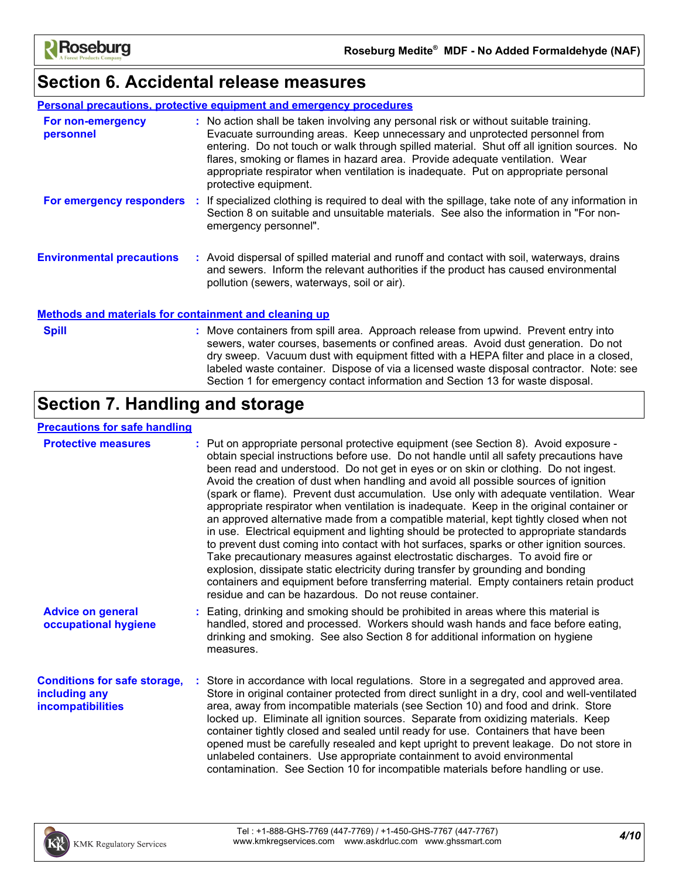## Section 6. Accidental release measures

**Personal precautions, protective equipment and emergency procedures**

**For non-emergency personnel** : No action shall be taken involving any personal risk or without suitable training. Evacuate surrounding areas. Keep unnecessary and unprotected personnel from entering. Do not touch or walk through spilled material. Shut off all ignition sources. No flares, smoking or flames in hazard area. Provide adequate ventilation. Wear appropriate respirator when ventilation is inadequate. Put on appropriate personal protective equipment.

**For emergency responders** : If specialized clothing is required to deal with the spillage, take note of any information in Section 8 on suitable and unsuitable materials. See also the information in "For non-emergency personnel".

**Environmental precautions** : Avoid dispersal of spilled material and runoff and contact with soil, waterways, drains and sewers. Inform the relevant authorities if the product has caused environmental pollution (sewers, waterways, soil or air).

**Methods and materials for containment and cleaning up**

**Spill** : Move containers from spill area. Approach release from upwind. Prevent entry into sewers, water courses, basements or confined areas. Avoid dust generation. Do not dry sweep. Vacuum dust with equipment fitted with a HEPA filter and place in a closed, labeled waste container. Dispose of via a licensed waste disposal contractor. Note: see Section 1 for emergency contact information and Section 13 for waste disposal.

## Section 7. Handling and storage

**Precautions for safe handling**

**Protective measures** : Put on appropriate personal protective equipment (see Section 8). Avoid exposure - obtain special instructions before use. Do not handle until all safety precautions have been read and understood. Do not get in eyes or on skin or clothing. Do not ingest. Avoid the creation of dust when handling and avoid all possible sources of ignition (spark or flame). Prevent dust accumulation. Use only with adequate ventilation. Wear appropriate respirator when ventilation is inadequate. Keep in the original container or an approved alternative made from a compatible material, kept tightly closed when not in use. Electrical equipment and lighting should be protected to appropriate standards to prevent dust coming into contact with hot surfaces, sparks or other ignition sources. Take precautionary measures against electrostatic discharges. To avoid fire or explosion, dissipate static electricity during transfer by grounding and bonding containers and equipment before transferring material. Empty containers retain product residue and can be hazardous. Do not reuse container.

**Advice on general occupational hygiene** : Eating, drinking and smoking should be prohibited in areas where this material is handled, stored and processed. Workers should wash hands and face before eating, drinking and smoking. See also Section 8 for additional information on hygiene measures.

**Conditions for safe storage, including any incompatibilities** : Store in accordance with local regulations. Store in a segregated and approved area. Store in original container protected from direct sunlight in a dry, cool and well-ventilated area, away from incompatible materials (see Section 10) and food and drink. Store locked up. Eliminate all ignition sources. Separate from oxidizing materials. Keep container tightly closed and sealed until ready for use. Containers that have been opened must be carefully resealed and kept upright to prevent leakage. Do not store in unlabeled containers. Use appropriate containment to avoid environmental contamination. See Section 10 for incompatible materials before handling or use.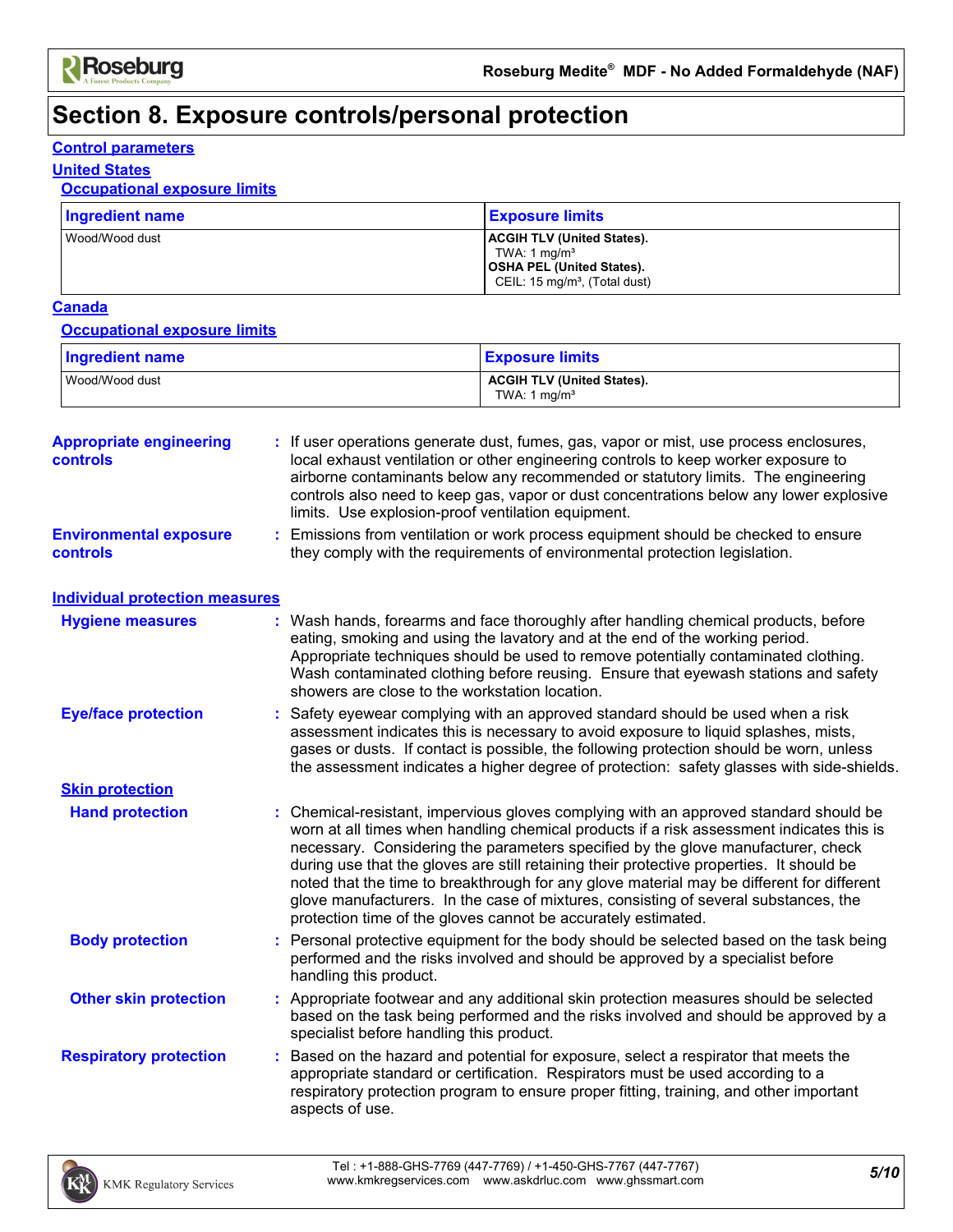# Section 8. Exposure controls/personal protection

## Control parameters

### United States

#### Occupational exposure limits

| Ingredient name | Exposure limits |
|---|---|
| Wood/Wood dust | **ACGIH TLV (United States).**<br>TWA: 1 mg/m³<br>**OSHA PEL (United States).**<br>CEIL: 15 mg/m³, (Total dust) |

### Canada

#### Occupational exposure limits

| Ingredient name | Exposure limits |
|---|---|
| Wood/Wood dust | **ACGIH TLV (United States).**<br>TWA: 1 mg/m³ |

**Appropriate engineering controls** : If user operations generate dust, fumes, gas, vapor or mist, use process enclosures, local exhaust ventilation or other engineering controls to keep worker exposure to airborne contaminants below any recommended or statutory limits. The engineering controls also need to keep gas, vapor or dust concentrations below any lower explosive limits. Use explosion-proof ventilation equipment.

**Environmental exposure controls** : Emissions from ventilation or work process equipment should be checked to ensure they comply with the requirements of environmental protection legislation.

## Individual protection measures

**Hygiene measures** : Wash hands, forearms and face thoroughly after handling chemical products, before eating, smoking and using the lavatory and at the end of the working period. Appropriate techniques should be used to remove potentially contaminated clothing. Wash contaminated clothing before reusing. Ensure that eyewash stations and safety showers are close to the workstation location.

**Eye/face protection** : Safety eyewear complying with an approved standard should be used when a risk assessment indicates this is necessary to avoid exposure to liquid splashes, mists, gases or dusts. If contact is possible, the following protection should be worn, unless the assessment indicates a higher degree of protection: safety glasses with side-shields.

### Skin protection

**Hand protection** : Chemical-resistant, impervious gloves complying with an approved standard should be worn at all times when handling chemical products if a risk assessment indicates this is necessary. Considering the parameters specified by the glove manufacturer, check during use that the gloves are still retaining their protective properties. It should be noted that the time to breakthrough for any glove material may be different for different glove manufacturers. In the case of mixtures, consisting of several substances, the protection time of the gloves cannot be accurately estimated.

**Body protection** : Personal protective equipment for the body should be selected based on the task being performed and the risks involved and should be approved by a specialist before handling this product.

**Other skin protection** : Appropriate footwear and any additional skin protection measures should be selected based on the task being performed and the risks involved and should be approved by a specialist before handling this product.

**Respiratory protection** : Based on the hazard and potential for exposure, select a respirator that meets the appropriate standard or certification. Respirators must be used according to a respiratory protection program to ensure proper fitting, training, and other important aspects of use.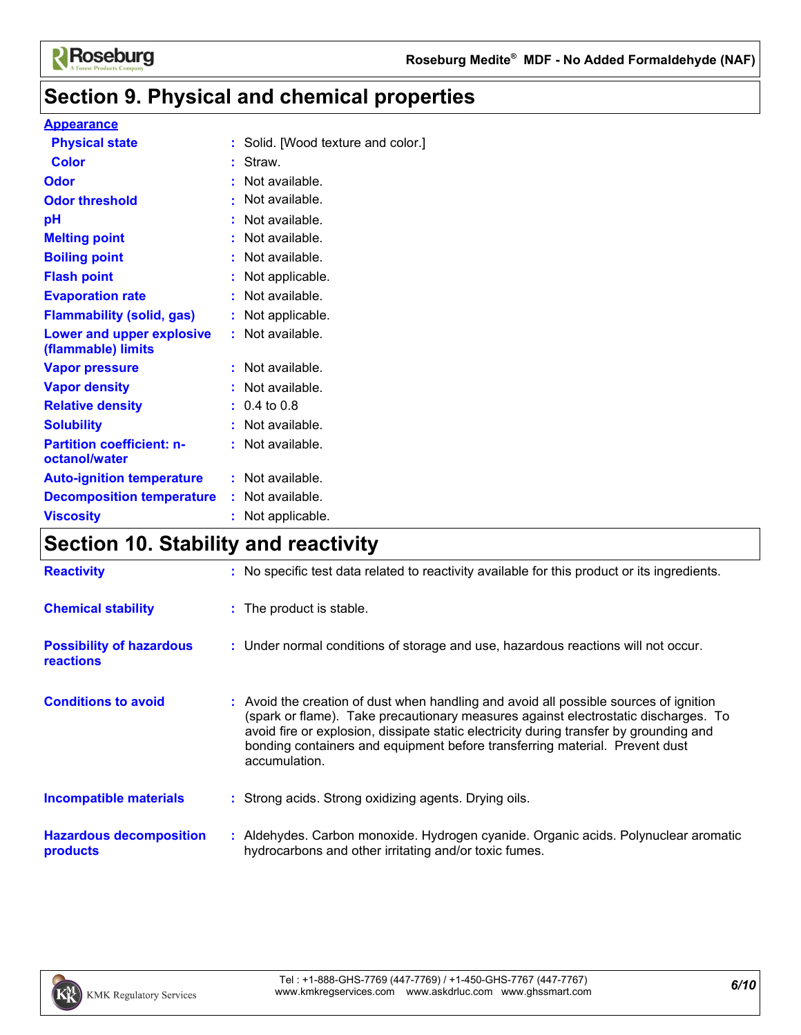## Section 9. Physical and chemical properties

**Appearance**

| | |
|---|---|
| **Physical state** | Solid. [Wood texture and color.] |
| **Color** | Straw. |
| **Odor** | Not available. |
| **Odor threshold** | Not available. |
| **pH** | Not available. |
| **Melting point** | Not available. |
| **Boiling point** | Not available. |
| **Flash point** | Not applicable. |
| **Evaporation rate** | Not available. |
| **Flammability (solid, gas)** | Not applicable. |
| **Lower and upper explosive (flammable) limits** | Not available. |
| **Vapor pressure** | Not available. |
| **Vapor density** | Not available. |
| **Relative density** | 0.4 to 0.8 |
| **Solubility** | Not available. |
| **Partition coefficient: n-octanol/water** | Not available. |
| **Auto-ignition temperature** | Not available. |
| **Decomposition temperature** | Not available. |
| **Viscosity** | Not applicable. |

## Section 10. Stability and reactivity

| | |
|---|---|
| **Reactivity** | No specific test data related to reactivity available for this product or its ingredients. |
| **Chemical stability** | The product is stable. |
| **Possibility of hazardous reactions** | Under normal conditions of storage and use, hazardous reactions will not occur. |
| **Conditions to avoid** | Avoid the creation of dust when handling and avoid all possible sources of ignition (spark or flame). Take precautionary measures against electrostatic discharges. To avoid fire or explosion, dissipate static electricity during transfer by grounding and bonding containers and equipment before transferring material. Prevent dust accumulation. |
| **Incompatible materials** | Strong acids. Strong oxidizing agents. Drying oils. |
| **Hazardous decomposition products** | Aldehydes. Carbon monoxide. Hydrogen cyanide. Organic acids. Polynuclear aromatic hydrocarbons and other irritating and/or toxic fumes. |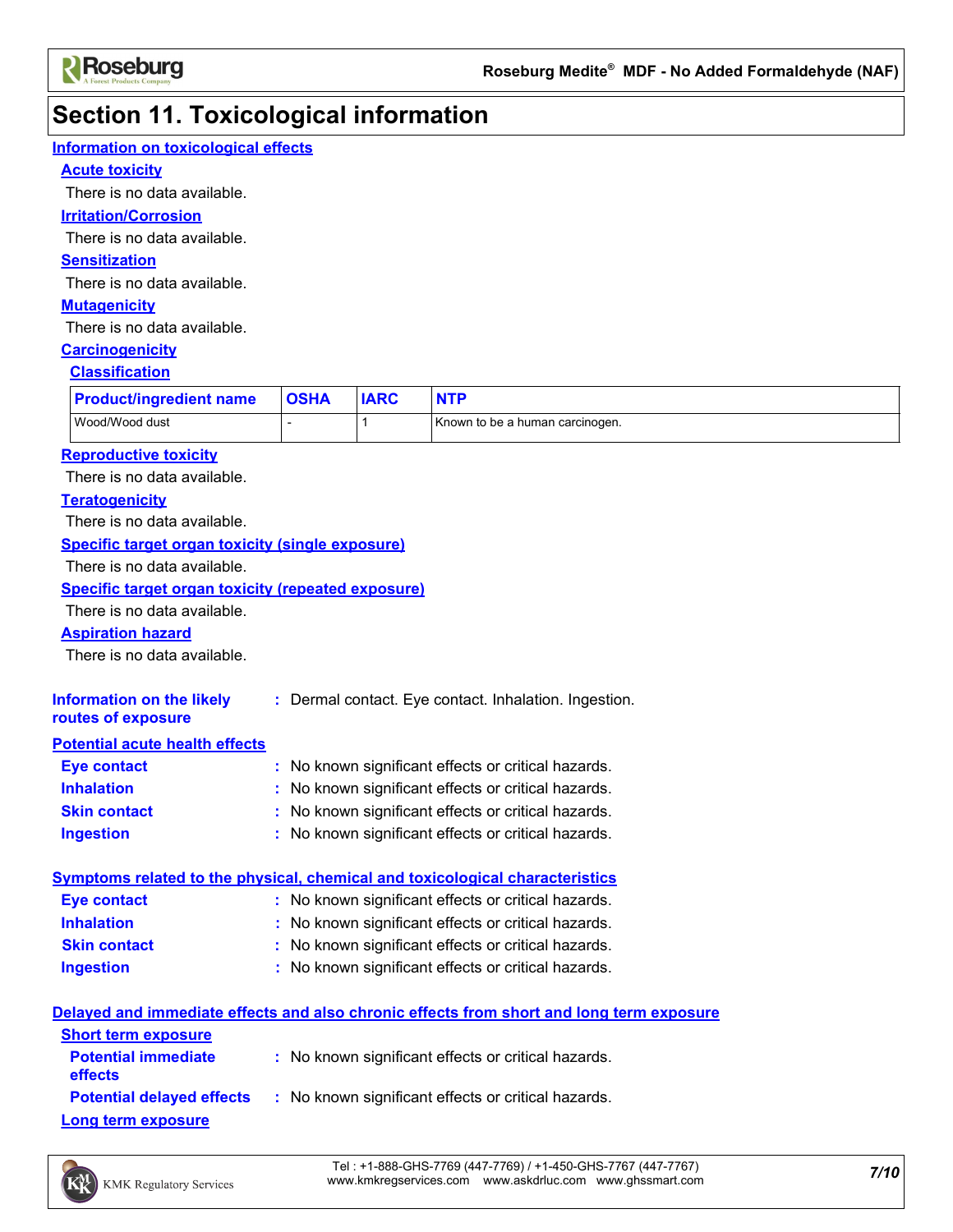# Section 11. Toxicological information

## Information on toxicological effects

### Acute toxicity

There is no data available.

### Irritation/Corrosion

There is no data available.

### Sensitization

There is no data available.

### Mutagenicity

There is no data available.

### Carcinogenicity

#### Classification

| Product/ingredient name | OSHA | IARC | NTP |
|---|---|---|---|
| Wood/Wood dust | - | 1 | Known to be a human carcinogen. |

### Reproductive toxicity

There is no data available.

### Teratogenicity

There is no data available.

### Specific target organ toxicity (single exposure)

There is no data available.

### Specific target organ toxicity (repeated exposure)

There is no data available.

### Aspiration hazard

There is no data available.

**Information on the likely routes of exposure** : Dermal contact. Eye contact. Inhalation. Ingestion.

## Potential acute health effects

**Eye contact** : No known significant effects or critical hazards.

**Inhalation** : No known significant effects or critical hazards.

**Skin contact** : No known significant effects or critical hazards.

**Ingestion** : No known significant effects or critical hazards.

## Symptoms related to the physical, chemical and toxicological characteristics

**Eye contact** : No known significant effects or critical hazards.

**Inhalation** : No known significant effects or critical hazards.

**Skin contact** : No known significant effects or critical hazards.

**Ingestion** : No known significant effects or critical hazards.

## Delayed and immediate effects and also chronic effects from short and long term exposure

### Short term exposure

**Potential immediate effects** : No known significant effects or critical hazards.

**Potential delayed effects** : No known significant effects or critical hazards.

### Long term exposure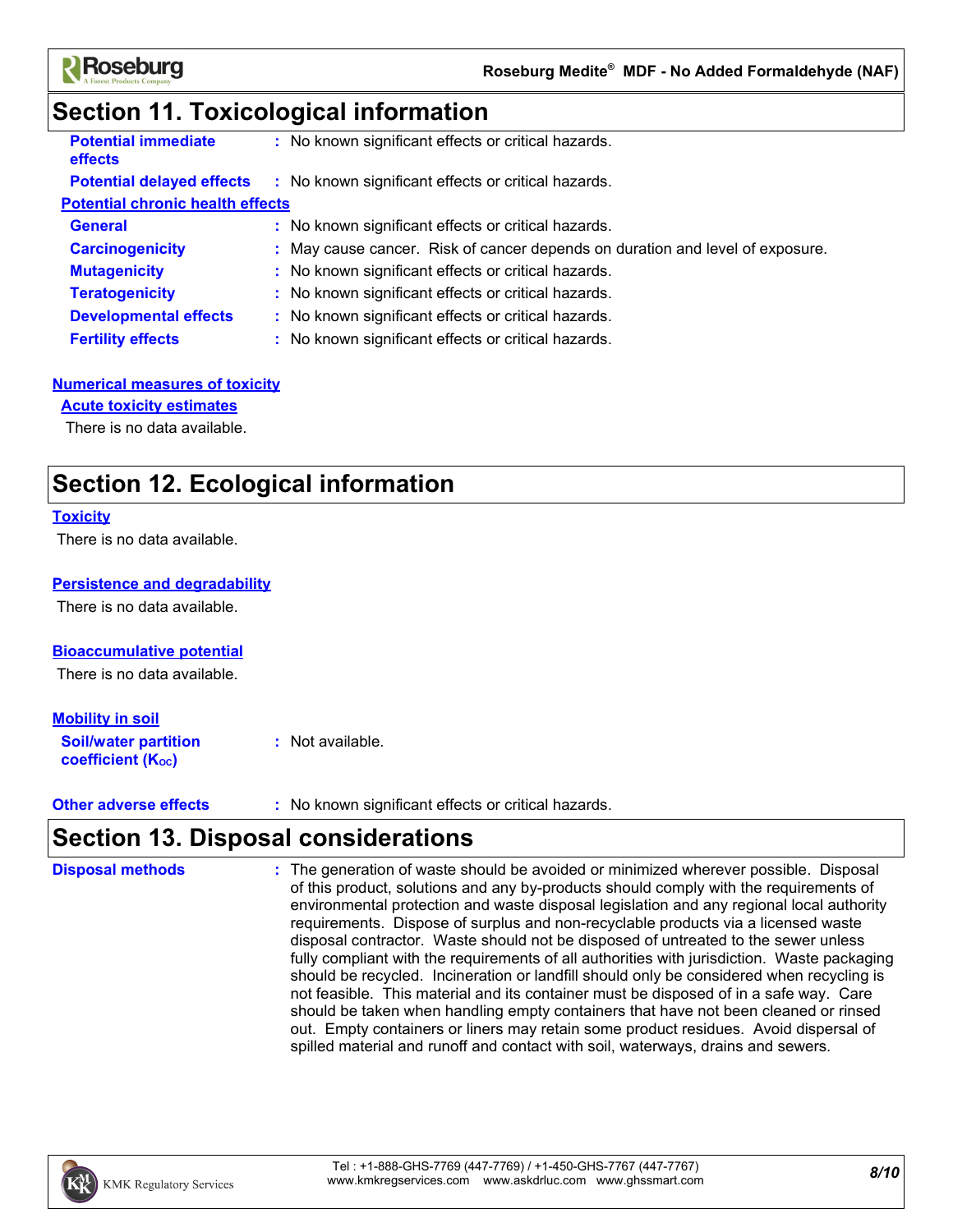## Section 11. Toxicological information

**Potential immediate effects** : No known significant effects or critical hazards.

**Potential delayed effects** : No known significant effects or critical hazards.

**Potential chronic health effects**

**General** : No known significant effects or critical hazards.

**Carcinogenicity** : May cause cancer. Risk of cancer depends on duration and level of exposure.

**Mutagenicity** : No known significant effects or critical hazards.

**Teratogenicity** : No known significant effects or critical hazards.

**Developmental effects** : No known significant effects or critical hazards.

**Fertility effects** : No known significant effects or critical hazards.

**Numerical measures of toxicity**

**Acute toxicity estimates**

There is no data available.

## Section 12. Ecological information

**Toxicity**

There is no data available.

**Persistence and degradability**

There is no data available.

**Bioaccumulative potential**

There is no data available.

**Mobility in soil**

**Soil/water partition coefficient ($K_{OC}$)** : Not available.

**Other adverse effects** : No known significant effects or critical hazards.

## Section 13. Disposal considerations

**Disposal methods** : The generation of waste should be avoided or minimized wherever possible. Disposal of this product, solutions and any by-products should comply with the requirements of environmental protection and waste disposal legislation and any regional local authority requirements. Dispose of surplus and non-recyclable products via a licensed waste disposal contractor. Waste should not be disposed of untreated to the sewer unless fully compliant with the requirements of all authorities with jurisdiction. Waste packaging should be recycled. Incineration or landfill should only be considered when recycling is not feasible. This material and its container must be disposed of in a safe way. Care should be taken when handling empty containers that have not been cleaned or rinsed out. Empty containers or liners may retain some product residues. Avoid dispersal of spilled material and runoff and contact with soil, waterways, drains and sewers.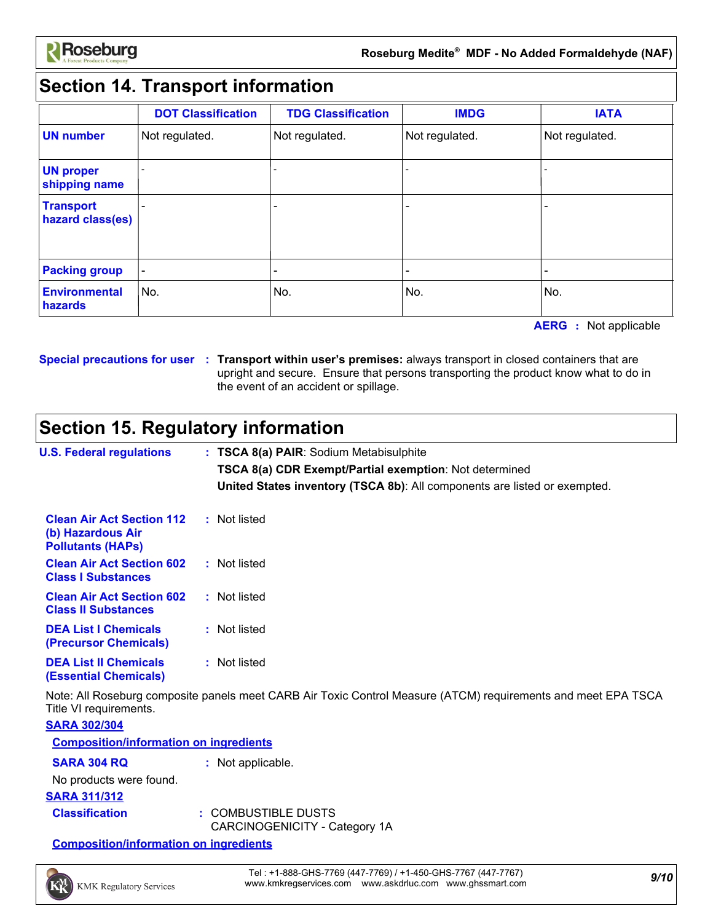## Section 14. Transport information

| | DOT Classification | TDG Classification | IMDG | IATA |
|---|---|---|---|---|
| UN number | Not regulated. | Not regulated. | Not regulated. | Not regulated. |
| UN proper shipping name | - | - | - | - |
| Transport hazard class(es) | - | - | - | - |
| Packing group | - | - | - | - |
| Environmental hazards | No. | No. | No. | No. |

**AERG** : Not applicable

**Special precautions for user** : **Transport within user's premises:** always transport in closed containers that are upright and secure. Ensure that persons transporting the product know what to do in the event of an accident or spillage.

## Section 15. Regulatory information

**U.S. Federal regulations** : **TSCA 8(a) PAIR**: Sodium Metabisulphite

**TSCA 8(a) CDR Exempt/Partial exemption**: Not determined

**United States inventory (TSCA 8b)**: All components are listed or exempted.

**Clean Air Act Section 112 (b) Hazardous Air Pollutants (HAPs)** : Not listed

**Clean Air Act Section 602 Class I Substances** : Not listed

**Clean Air Act Section 602 Class II Substances** : Not listed

**DEA List I Chemicals (Precursor Chemicals)** : Not listed

**DEA List II Chemicals (Essential Chemicals)** : Not listed

Note: All Roseburg composite panels meet CARB Air Toxic Control Measure (ATCM) requirements and meet EPA TSCA Title VI requirements.

**SARA 302/304**

**Composition/information on ingredients**

**SARA 304 RQ** : Not applicable.

No products were found.

**SARA 311/312**

**Classification** : COMBUSTIBLE DUSTS
CARCINOGENICITY - Category 1A

**Composition/information on ingredients**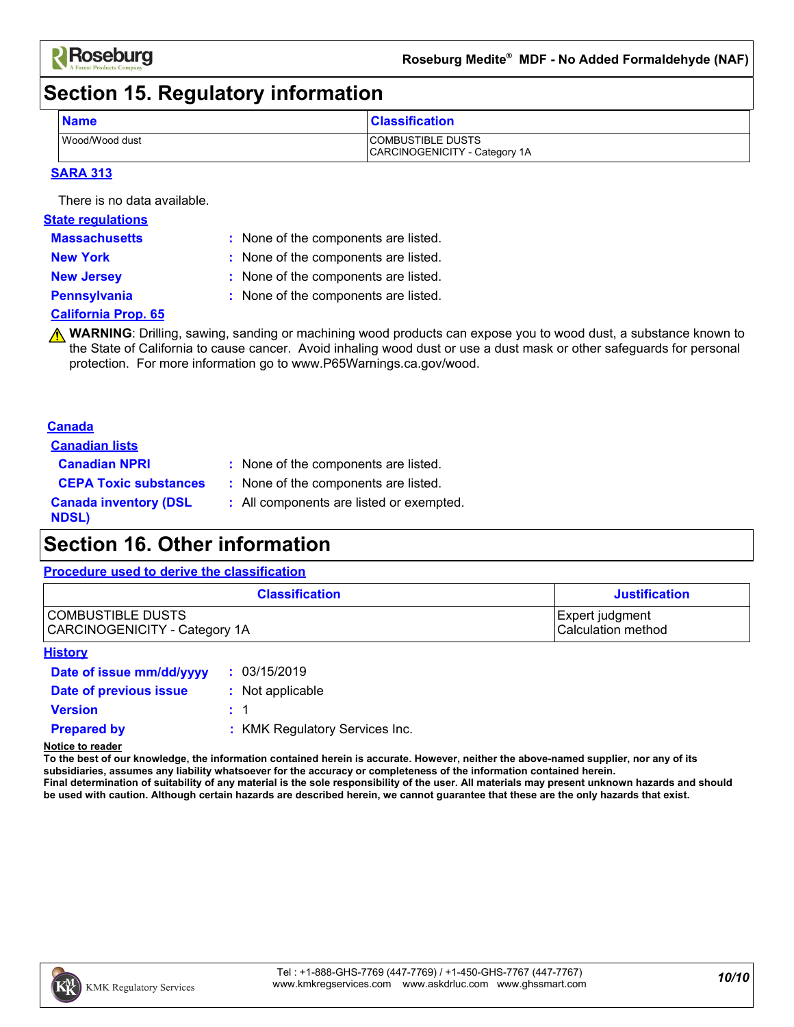## Section 15. Regulatory information

| Name | Classification |
| --- | --- |
| Wood/Wood dust | COMBUSTIBLE DUSTS<br>CARCINOGENICITY - Category 1A |

**SARA 313**

There is no data available.

**State regulations**

**Massachusetts** : None of the components are listed.

**New York** : None of the components are listed.

**New Jersey** : None of the components are listed.

**Pennsylvania** : None of the components are listed.

**California Prop. 65**

⚠ **WARNING**: Drilling, sawing, sanding or machining wood products can expose you to wood dust, a substance known to the State of California to cause cancer. Avoid inhaling wood dust or use a dust mask or other safeguards for personal protection. For more information go to www.P65Warnings.ca.gov/wood.

**Canada**

**Canadian lists**

**Canadian NPRI** : None of the components are listed.

**CEPA Toxic substances** : None of the components are listed.

**Canada inventory (DSL NDSL)** : All components are listed or exempted.

## Section 16. Other information

**Procedure used to derive the classification**

| Classification | Justification |
| --- | --- |
| COMBUSTIBLE DUSTS<br>CARCINOGENICITY - Category 1A | Expert judgment<br>Calculation method |

**History**

**Date of issue mm/dd/yyyy** : 03/15/2019

**Date of previous issue** : Not applicable

**Version** : 1

**Prepared by** : KMK Regulatory Services Inc.

**Notice to reader**

**To the best of our knowledge, the information contained herein is accurate. However, neither the above-named supplier, nor any of its subsidiaries, assumes any liability whatsoever for the accuracy or completeness of the information contained herein.**
**Final determination of suitability of any material is the sole responsibility of the user. All materials may present unknown hazards and should be used with caution. Although certain hazards are described herein, we cannot guarantee that these are the only hazards that exist.**